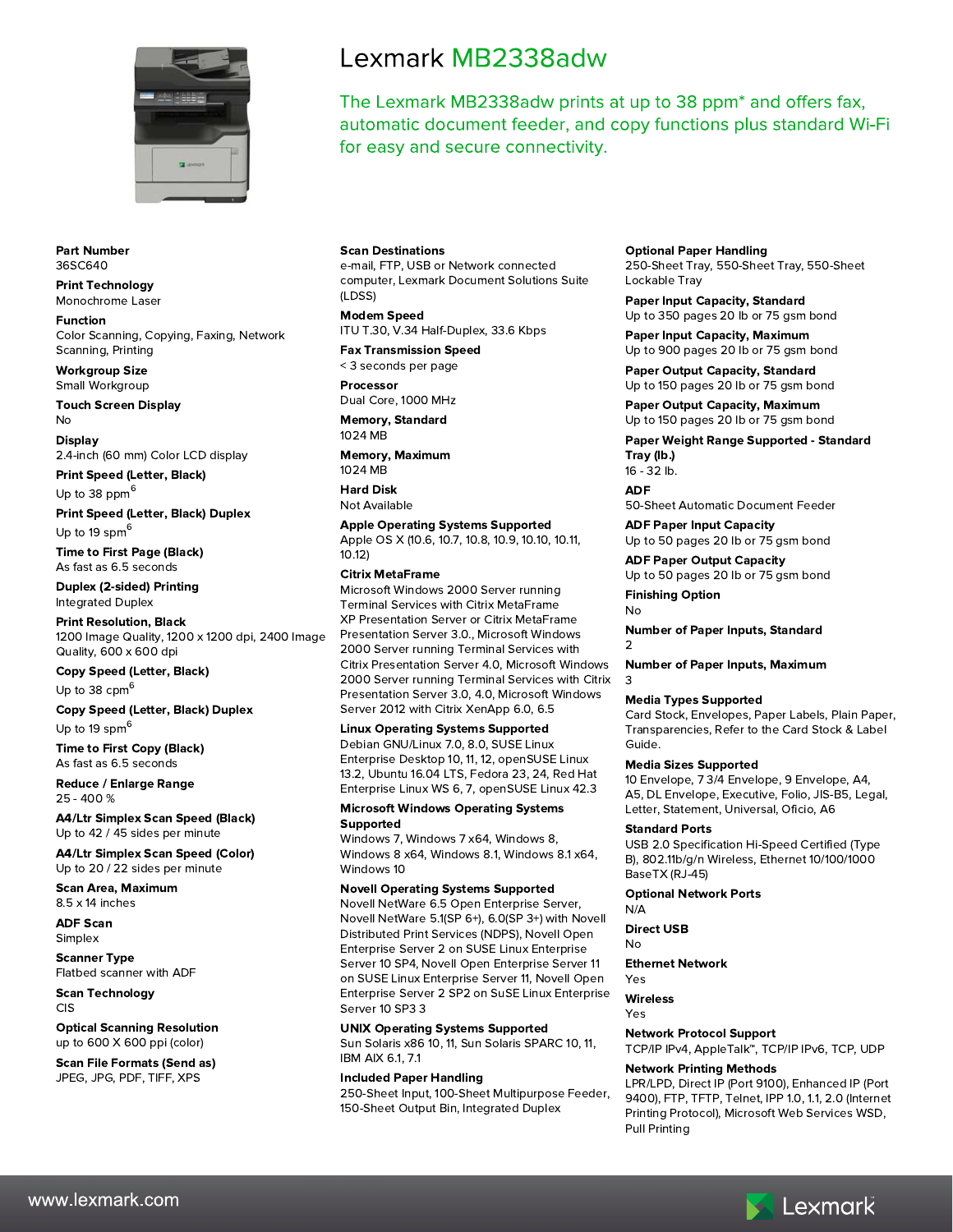# Lexmark MB2338adw

The Lexmark MB2338adw prints at up to 38 ppm* and offers fax, automatic document feeder, and copy functions plus standard Wi-Fi for easy and secure connectivity.

**Part Number**
36SC640

**Print Technology**
Monochrome Laser

**Function**
Color Scanning, Copying, Faxing, Network Scanning, Printing

**Workgroup Size**
Small Workgroup

**Touch Screen Display**
No

**Display**
2.4-inch (60 mm) Color LCD display

**Print Speed (Letter, Black)**
Up to 38 ppm[6]

**Print Speed (Letter, Black) Duplex**
Up to 19 spm[6]

**Time to First Page (Black)**
As fast as 6.5 seconds

**Duplex (2-sided) Printing**
Integrated Duplex

**Print Resolution, Black**
1200 Image Quality, 1200 x 1200 dpi, 2400 Image Quality, 600 x 600 dpi

**Copy Speed (Letter, Black)**
Up to 38 cpm[6]

**Copy Speed (Letter, Black) Duplex**
Up to 19 spm[6]

**Time to First Copy (Black)**
As fast as 6.5 seconds

**Reduce / Enlarge Range**
25 - 400 %

**A4/Ltr Simplex Scan Speed (Black)**
Up to 42 / 45 sides per minute

**A4/Ltr Simplex Scan Speed (Color)**
Up to 20 / 22 sides per minute

**Scan Area, Maximum**
8.5 x 14 inches

**ADF Scan**
Simplex

**Scanner Type**
Flatbed scanner with ADF

**Scan Technology**
CIS

**Optical Scanning Resolution**
up to 600 X 600 ppi (color)

**Scan File Formats (Send as)**
JPEG, JPG, PDF, TIFF, XPS

**Scan Destinations**
e-mail, FTP, USB or Network connected computer, Lexmark Document Solutions Suite (LDSS)

**Modem Speed**
ITU T.30, V.34 Half-Duplex, 33.6 Kbps

**Fax Transmission Speed**
< 3 seconds per page

**Processor**
Dual Core, 1000 MHz

**Memory, Standard**
1024 MB

**Memory, Maximum**
1024 MB

**Hard Disk**
Not Available

**Apple Operating Systems Supported**
Apple OS X (10.6, 10.7, 10.8, 10.9, 10.10, 10.11, 10.12)

**Citrix MetaFrame**
Microsoft Windows 2000 Server running Terminal Services with Citrix MetaFrame XP Presentation Server or Citrix MetaFrame Presentation Server 3.0., Microsoft Windows 2000 Server running Terminal Services with Citrix Presentation Server 4.0, Microsoft Windows 2000 Server running Terminal Services with Citrix Presentation Server 3.0, 4.0, Microsoft Windows Server 2012 with Citrix XenApp 6.0, 6.5

**Linux Operating Systems Supported**
Debian GNU/Linux 7.0, 8.0, SUSE Linux Enterprise Desktop 10, 11, 12, openSUSE Linux 13.2, Ubuntu 16.04 LTS, Fedora 23, 24, Red Hat Enterprise Linux WS 6, 7, openSUSE Linux 42.3

**Microsoft Windows Operating Systems Supported**
Windows 7, Windows 7 x64, Windows 8, Windows 8 x64, Windows 8.1, Windows 8.1 x64, Windows 10

**Novell Operating Systems Supported**
Novell NetWare 6.5 Open Enterprise Server, Novell NetWare 5.1(SP 6+), 6.0(SP 3+) with Novell Distributed Print Services (NDPS), Novell Open Enterprise Server 2 on SUSE Linux Enterprise Server 10 SP4, Novell Open Enterprise Server 11 on SUSE Linux Enterprise Server 11, Novell Open Enterprise Server 2 SP2 on SuSE Linux Enterprise Server 10 SP3 3

**UNIX Operating Systems Supported**
Sun Solaris x86 10, 11, Sun Solaris SPARC 10, 11, IBM AIX 6.1, 7.1

**Included Paper Handling**
250-Sheet Input, 100-Sheet Multipurpose Feeder, 150-Sheet Output Bin, Integrated Duplex

**Optional Paper Handling**
250-Sheet Tray, 550-Sheet Tray, 550-Sheet Lockable Tray

**Paper Input Capacity, Standard**
Up to 350 pages 20 lb or 75 gsm bond

**Paper Input Capacity, Maximum**
Up to 900 pages 20 lb or 75 gsm bond

**Paper Output Capacity, Standard**
Up to 150 pages 20 lb or 75 gsm bond

**Paper Output Capacity, Maximum**
Up to 150 pages 20 lb or 75 gsm bond

**Paper Weight Range Supported - Standard Tray (lb.)**
16 - 32 lb.

**ADF**
50-Sheet Automatic Document Feeder

**ADF Paper Input Capacity**
Up to 50 pages 20 lb or 75 gsm bond

**ADF Paper Output Capacity**
Up to 50 pages 20 lb or 75 gsm bond

**Finishing Option**
No

**Number of Paper Inputs, Standard**
2

**Number of Paper Inputs, Maximum**
3

**Media Types Supported**
Card Stock, Envelopes, Paper Labels, Plain Paper, Transparencies, Refer to the Card Stock & Label Guide.

**Media Sizes Supported**
10 Envelope, 7 3/4 Envelope, 9 Envelope, A4, A5, DL Envelope, Executive, Folio, JIS-B5, Legal, Letter, Statement, Universal, Oficio, A6

**Standard Ports**
USB 2.0 Specification Hi-Speed Certified (Type B), 802.11b/g/n Wireless, Ethernet 10/100/1000 BaseTX (RJ-45)

**Optional Network Ports**
N/A

**Direct USB**
No

**Ethernet Network**
Yes

**Wireless**
Yes

**Network Protocol Support**
TCP/IP IPv4, AppleTalk™, TCP/IP IPv6, TCP, UDP

**Network Printing Methods**
LPR/LPD, Direct IP (Port 9100), Enhanced IP (Port 9400), FTP, TFTP, Telnet, IPP 1.0, 1.1, 2.0 (Internet Printing Protocol), Microsoft Web Services WSD, Pull Printing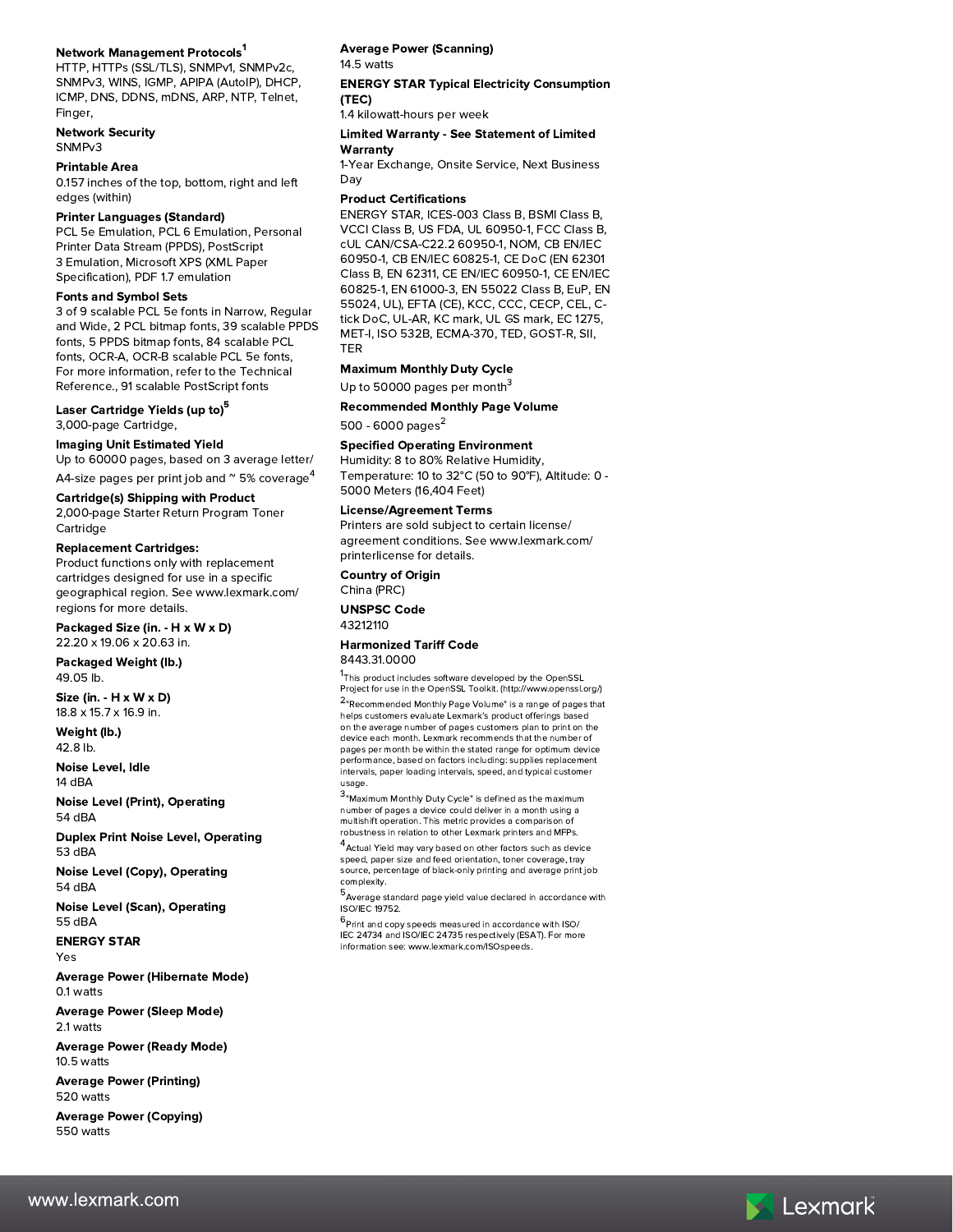**Network Management Protocols**[1]
HTTP, HTTPs (SSL/TLS), SNMPv1, SNMPv2c, SNMPv3, WINS, IGMP, APIPA (AutoIP), DHCP, ICMP, DNS, DDNS, mDNS, ARP, NTP, Telnet, Finger,

**Network Security**
SNMPv3

**Printable Area**
0.157 inches of the top, bottom, right and left edges (within)

**Printer Languages (Standard)**
PCL 5e Emulation, PCL 6 Emulation, Personal Printer Data Stream (PPDS), PostScript 3 Emulation, Microsoft XPS (XML Paper Specification), PDF 1.7 emulation

**Fonts and Symbol Sets**
3 of 9 scalable PCL 5e fonts in Narrow, Regular and Wide, 2 PCL bitmap fonts, 39 scalable PPDS fonts, 5 PPDS bitmap fonts, 84 scalable PCL fonts, OCR-A, OCR-B scalable PCL 5e fonts, For more information, refer to the Technical Reference., 91 scalable PostScript fonts

**Laser Cartridge Yields (up to)**[5]
3,000-page Cartridge,

**Imaging Unit Estimated Yield**
Up to 60000 pages, based on 3 average letter/ A4-size pages per print job and ~ 5% coverage[4]

**Cartridge(s) Shipping with Product**
2,000-page Starter Return Program Toner Cartridge

**Replacement Cartridges:**
Product functions only with replacement cartridges designed for use in a specific geographical region. See www.lexmark.com/regions for more details.

**Packaged Size (in. - H x W x D)**
22.20 x 19.06 x 20.63 in.

**Packaged Weight (lb.)**
49.05 lb.

**Size (in. - H x W x D)**
18.8 x 15.7 x 16.9 in.

**Weight (lb.)**
42.8 lb.

**Noise Level, Idle**
14 dBA

**Noise Level (Print), Operating**
54 dBA

**Duplex Print Noise Level, Operating**
53 dBA

**Noise Level (Copy), Operating**
54 dBA

**Noise Level (Scan), Operating**
55 dBA

**ENERGY STAR**
Yes

**Average Power (Hibernate Mode)**
0.1 watts

**Average Power (Sleep Mode)**
2.1 watts

**Average Power (Ready Mode)**
10.5 watts

**Average Power (Printing)**
520 watts

**Average Power (Copying)**
550 watts

**Average Power (Scanning)**
14.5 watts

**ENERGY STAR Typical Electricity Consumption (TEC)**
1.4 kilowatt-hours per week

**Limited Warranty - See Statement of Limited Warranty**
1-Year Exchange, Onsite Service, Next Business Day

**Product Certifications**
ENERGY STAR, ICES-003 Class B, BSMI Class B, VCCI Class B, US FDA, UL 60950-1, FCC Class B, cUL CAN/CSA-C22.2 60950-1, NOM, CB EN/IEC 60950-1, CB EN/IEC 60825-1, CE DoC (EN 62301 Class B, EN 62311, CE EN/IEC 60950-1, CE EN/IEC 60825-1, EN 61000-3, EN 55022 Class B, EuP, EN 55024, UL), EFTA (CE), KCC, CCC, CECP, CEL, C-tick DoC, UL-AR, KC mark, UL GS mark, EC 1275, MET-I, ISO 532B, ECMA-370, TED, GOST-R, SII, TER

**Maximum Monthly Duty Cycle**
Up to 50000 pages per month[3]

**Recommended Monthly Page Volume**
500 - 6000 pages[2]

**Specified Operating Environment**
Humidity: 8 to 80% Relative Humidity, Temperature: 10 to 32°C (50 to 90°F), Altitude: 0 - 5000 Meters (16,404 Feet)

**License/Agreement Terms**
Printers are sold subject to certain license/ agreement conditions. See www.lexmark.com/printerlicense for details.

**Country of Origin**
China (PRC)

**UNSPSC Code**
43212110

**Harmonized Tariff Code**
8443.31.0000

[1]This product includes software developed by the OpenSSL Project for use in the OpenSSL Toolkit. (http://www.openssl.org/)

[2]"Recommended Monthly Page Volume" is a range of pages that helps customers evaluate Lexmark's product offerings based on the average number of pages customers plan to print on the device each month. Lexmark recommends that the number of pages per month be within the stated range for optimum device performance, based on factors including: supplies replacement intervals, paper loading intervals, speed, and typical customer usage.

[3]"Maximum Monthly Duty Cycle" is defined as the maximum number of pages a device could deliver in a month using a multishift operation. This metric provides a comparison of robustness in relation to other Lexmark printers and MFPs.

[4]Actual Yield may vary based on other factors such as device speed, paper size and feed orientation, toner coverage, tray source, percentage of black-only printing and average print job complexity.

[5]Average standard page yield value declared in accordance with ISO/IEC 19752.

[6]Print and copy speeds measured in accordance with ISO/IEC 24734 and ISO/IEC 24735 respectively (ESAT). For more information see: www.lexmark.com/ISOspeeds.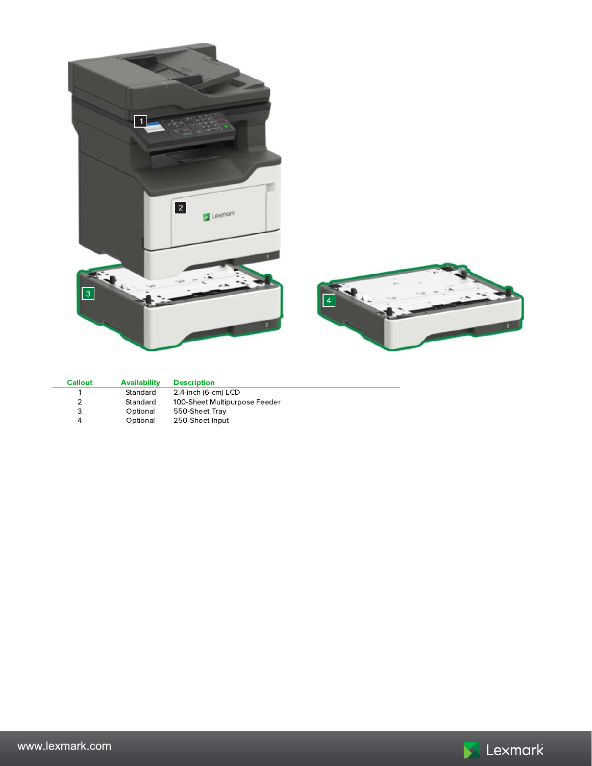| Callout | Availability | Description |
| --- | --- | --- |
| 1 | Standard | 2.4-inch (6-cm) LCD |
| 2 | Standard | 100-Sheet Multipurpose Feeder |
| 3 | Optional | 550-Sheet Tray |
| 4 | Optional | 250-Sheet Input |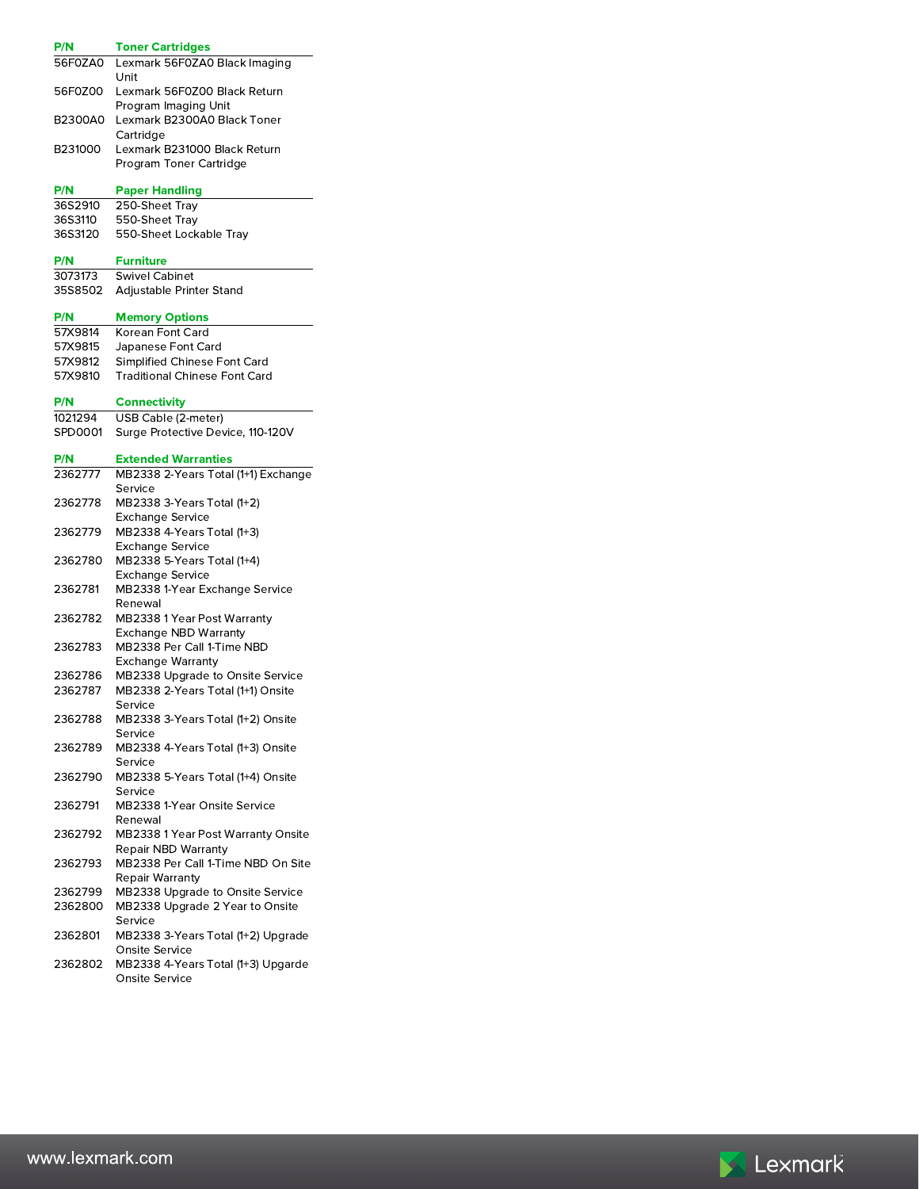| P/N | Toner Cartridges |
| --- | --- |
| 56F0ZA0 | Lexmark 56F0ZA0 Black Imaging Unit |
| 56F0Z00 | Lexmark 56F0Z00 Black Return Program Imaging Unit |
| B2300A0 | Lexmark B2300A0 Black Toner Cartridge |
| B231000 | Lexmark B231000 Black Return Program Toner Cartridge |

| P/N | Paper Handling |
| --- | --- |
| 36S2910 | 250-Sheet Tray |
| 36S3110 | 550-Sheet Tray |
| 36S3120 | 550-Sheet Lockable Tray |

| P/N | Furniture |
| --- | --- |
| 3073173 | Swivel Cabinet |
| 35S8502 | Adjustable Printer Stand |

| P/N | Memory Options |
| --- | --- |
| 57X9814 | Korean Font Card |
| 57X9815 | Japanese Font Card |
| 57X9812 | Simplified Chinese Font Card |
| 57X9810 | Traditional Chinese Font Card |

| P/N | Connectivity |
| --- | --- |
| 1021294 | USB Cable (2-meter) |
| SPD0001 | Surge Protective Device, 110-120V |

| P/N | Extended Warranties |
| --- | --- |
| 2362777 | MB2338 2-Years Total (1+1) Exchange Service |
| 2362778 | MB2338 3-Years Total (1+2) Exchange Service |
| 2362779 | MB2338 4-Years Total (1+3) Exchange Service |
| 2362780 | MB2338 5-Years Total (1+4) Exchange Service |
| 2362781 | MB2338 1-Year Exchange Service Renewal |
| 2362782 | MB2338 1 Year Post Warranty Exchange NBD Warranty |
| 2362783 | MB2338 Per Call 1-Time NBD Exchange Warranty |
| 2362786 | MB2338 Upgrade to Onsite Service |
| 2362787 | MB2338 2-Years Total (1+1) Onsite Service |
| 2362788 | MB2338 3-Years Total (1+2) Onsite Service |
| 2362789 | MB2338 4-Years Total (1+3) Onsite Service |
| 2362790 | MB2338 5-Years Total (1+4) Onsite Service |
| 2362791 | MB2338 1-Year Onsite Service Renewal |
| 2362792 | MB2338 1 Year Post Warranty Onsite Repair NBD Warranty |
| 2362793 | MB2338 Per Call 1-Time NBD On Site Repair Warranty |
| 2362799 | MB2338 Upgrade to Onsite Service |
| 2362800 | MB2338 Upgrade 2 Year to Onsite Service |
| 2362801 | MB2338 3-Years Total (1+2) Upgrade Onsite Service |
| 2362802 | MB2338 4-Years Total (1+3) Upgarde Onsite Service |

www.lexmark.com

Lexmark